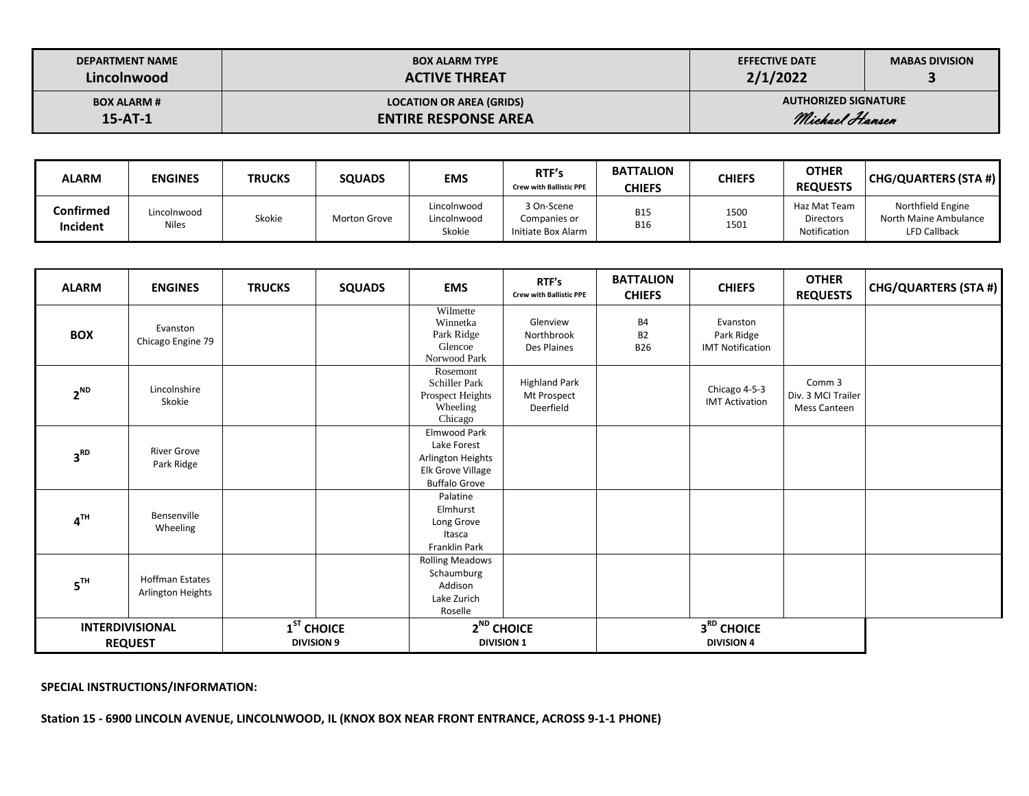| DEPARTMENT NAME<br>**Lincolnwood** | BOX ALARM TYPE<br>**ACTIVE THREAT** | EFFECTIVE DATE<br>**2/1/2022** | MABAS DIVISION<br>**3** |
|---|---|---|---|
| **BOX ALARM #**<br>**15-AT-1** | **LOCATION OR AREA (GRIDS)**<br>**ENTIRE RESPONSE AREA** | **AUTHORIZED SIGNATURE**<br>*Michael Hansen* | |

| ALARM | ENGINES | TRUCKS | SQUADS | EMS | RTF's<br>Crew with Ballistic PPE | BATTALION CHIEFS | CHIEFS | OTHER REQUESTS | CHG/QUARTERS (STA #) |
|---|---|---|---|---|---|---|---|---|---|
| **Confirmed Incident** | Lincolnwood<br>Niles | Skokie | Morton Grove | Lincolnwood<br>Lincolnwood<br>Skokie | 3 On-Scene Companies or Initiate Box Alarm | B15<br>B16 | 1500<br>1501 | Haz Mat Team<br>Directors<br>Notification | Northfield Engine<br>North Maine Ambulance<br>LFD Callback |

| ALARM | ENGINES | TRUCKS | SQUADS | EMS | RTF's<br>Crew with Ballistic PPE | BATTALION CHIEFS | CHIEFS | OTHER REQUESTS | CHG/QUARTERS (STA #) |
|---|---|---|---|---|---|---|---|---|---|
| **BOX** | Evanston<br>Chicago Engine 79 | | | Wilmette<br>Winnetka<br>Park Ridge<br>Glencoe<br>Norwood Park | Glenview<br>Northbrook<br>Des Plaines | B4<br>B2<br>B26 | Evanston<br>Park Ridge<br>IMT Notification | | |
| **2ND** | Lincolnshire<br>Skokie | | | Rosemont<br>Schiller Park<br>Prospect Heights<br>Wheeling<br>Chicago | Highland Park<br>Mt Prospect<br>Deerfield | | Chicago 4-5-3<br>IMT Activation | Comm 3<br>Div. 3 MCI Trailer<br>Mess Canteen | |
| **3RD** | River Grove<br>Park Ridge | | | Elmwood Park<br>Lake Forest<br>Arlington Heights<br>Elk Grove Village<br>Buffalo Grove | | | | | |
| **4TH** | Bensenville<br>Wheeling | | | Palatine<br>Elmhurst<br>Long Grove<br>Itasca<br>Franklin Park | | | | | |
| **5TH** | Hoffman Estates<br>Arlington Heights | | | Rolling Meadows<br>Schaumburg<br>Addison<br>Lake Zurich<br>Roselle | | | | | |
| **INTERDIVISIONAL REQUEST** | | **1ST CHOICE**<br>**DIVISION 9** | | **2ND CHOICE**<br>**DIVISION 1** | | **3RD CHOICE**<br>**DIVISION 4** | | | |

**SPECIAL INSTRUCTIONS/INFORMATION:**

**Station 15 - 6900 LINCOLN AVENUE, LINCOLNWOOD, IL (KNOX BOX NEAR FRONT ENTRANCE, ACROSS 9-1-1 PHONE)**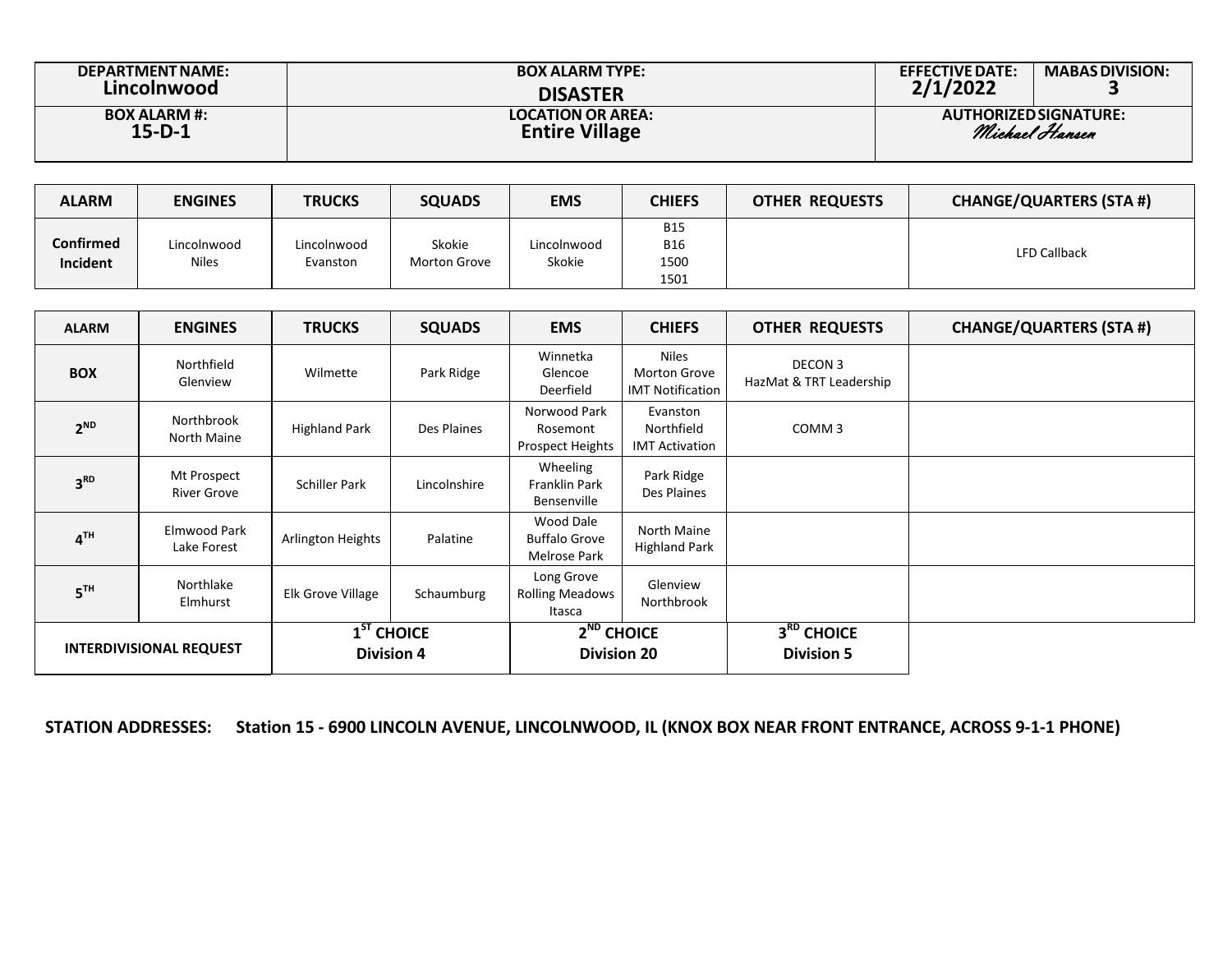| DEPARTMENT NAME: | BOX ALARM TYPE: | EFFECTIVE DATE: | MABAS DIVISION: |
|---|---|---|---|
| Lincolnwood | DISASTER | 2/1/2022 | 3 |
| BOX ALARM #: | LOCATION OR AREA: | AUTHORIZED SIGNATURE: | |
| 15-D-1 | Entire Village | Michael Hansen | |

| ALARM | ENGINES | TRUCKS | SQUADS | EMS | CHIEFS | OTHER REQUESTS | CHANGE/QUARTERS (STA #) |
|---|---|---|---|---|---|---|---|
| Confirmed Incident | Lincolnwood<br>Niles | Lincolnwood<br>Evanston | Skokie<br>Morton Grove | Lincolnwood<br>Skokie | B15<br>B16<br>1500<br>1501 | | LFD Callback |

| ALARM | ENGINES | TRUCKS | SQUADS | EMS | CHIEFS | OTHER REQUESTS | CHANGE/QUARTERS (STA #) |
|---|---|---|---|---|---|---|---|
| BOX | Northfield<br>Glenview | Wilmette | Park Ridge | Winnetka<br>Glencoe<br>Deerfield | Niles<br>Morton Grove<br>IMT Notification | DECON 3<br>HazMat & TRT Leadership | |
| 2ND | Northbrook<br>North Maine | Highland Park | Des Plaines | Norwood Park<br>Rosemont<br>Prospect Heights | Evanston<br>Northfield<br>IMT Activation | COMM 3 | |
| 3RD | Mt Prospect<br>River Grove | Schiller Park | Lincolnshire | Wheeling<br>Franklin Park<br>Bensenville | Park Ridge<br>Des Plaines | | |
| 4TH | Elmwood Park<br>Lake Forest | Arlington Heights | Palatine | Wood Dale<br>Buffalo Grove<br>Melrose Park | North Maine<br>Highland Park | | |
| 5TH | Northlake<br>Elmhurst | Elk Grove Village | Schaumburg | Long Grove<br>Rolling Meadows<br>Itasca | Glenview<br>Northbrook | | |
| INTERDIVISIONAL REQUEST | | 1ST CHOICE<br>Division 4 | | 2ND CHOICE<br>Division 20 | | 3RD CHOICE<br>Division 5 | |

**STATION ADDRESSES: Station 15 - 6900 LINCOLN AVENUE, LINCOLNWOOD, IL (KNOX BOX NEAR FRONT ENTRANCE, ACROSS 9-1-1 PHONE)**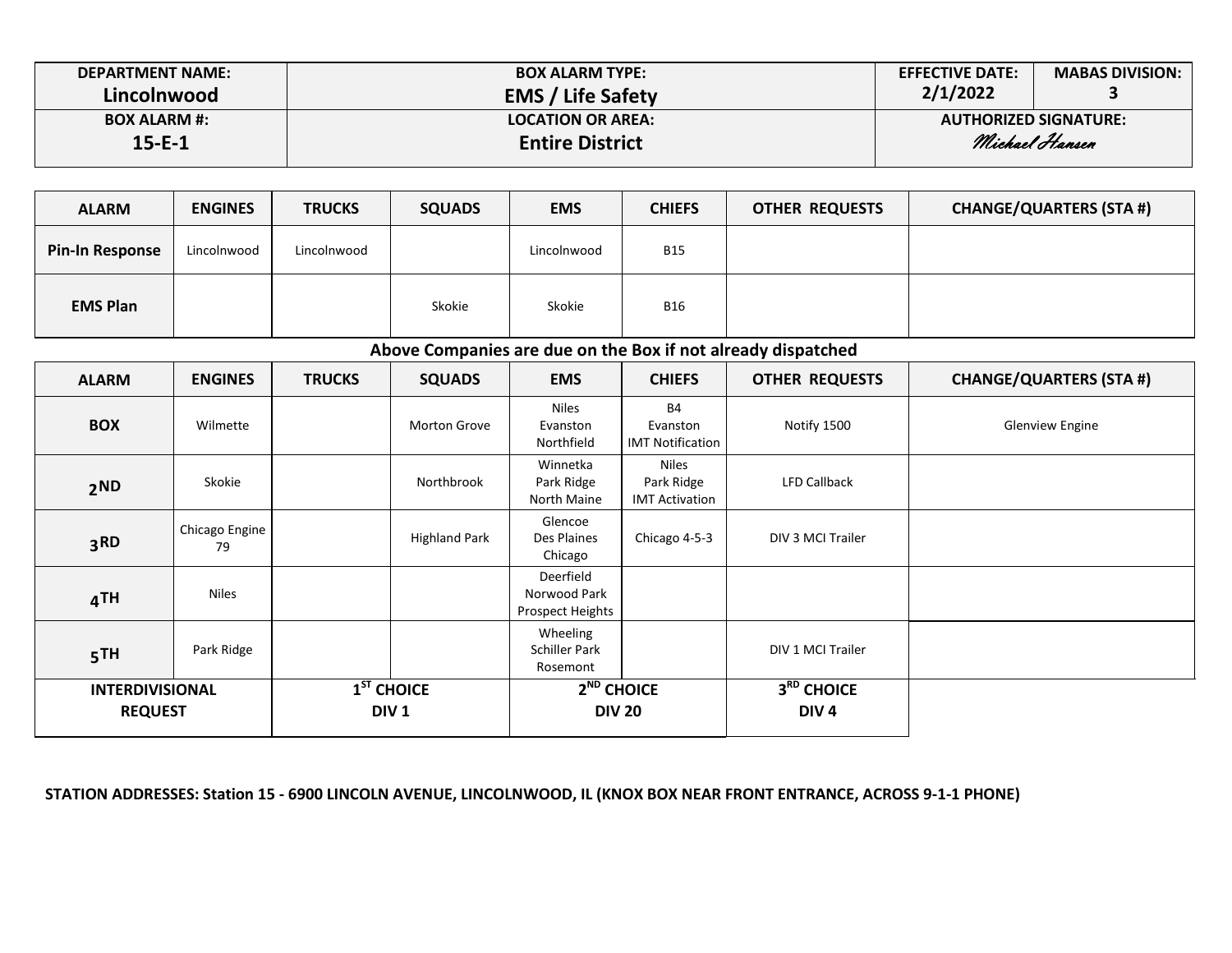| DEPARTMENT NAME: | BOX ALARM TYPE: | EFFECTIVE DATE: | MABAS DIVISION: |
|---|---|---|---|
| **Lincolnwood** | **EMS / Life Safety** | **2/1/2022** | **3** |
| **BOX ALARM #:** | **LOCATION OR AREA:** | **AUTHORIZED SIGNATURE:** | |
| **15-E-1** | **Entire District** | *Michael Hansen* | |

| ALARM | ENGINES | TRUCKS | SQUADS | EMS | CHIEFS | OTHER REQUESTS | CHANGE/QUARTERS (STA #) |
|---|---|---|---|---|---|---|---|
| **Pin-In Response** | Lincolnwood | Lincolnwood | | Lincolnwood | B15 | | |
| **EMS Plan** | | | Skokie | Skokie | B16 | | |

**Above Companies are due on the Box if not already dispatched**

| ALARM | ENGINES | TRUCKS | SQUADS | EMS | CHIEFS | OTHER REQUESTS | CHANGE/QUARTERS (STA #) |
|---|---|---|---|---|---|---|---|
| **BOX** | Wilmette | | Morton Grove | Niles<br>Evanston<br>Northfield | B4<br>Evanston<br>IMT Notification | Notify 1500 | Glenview Engine |
| **2ND** | Skokie | | Northbrook | Winnetka<br>Park Ridge<br>North Maine | Niles<br>Park Ridge<br>IMT Activation | LFD Callback | |
| **3RD** | Chicago Engine 79 | | Highland Park | Glencoe<br>Des Plaines<br>Chicago | Chicago 4-5-3 | DIV 3 MCI Trailer | |
| **4TH** | Niles | | | Deerfield<br>Norwood Park<br>Prospect Heights | | | |
| **5TH** | Park Ridge | | | Wheeling<br>Schiller Park<br>Rosemont | | DIV 1 MCI Trailer | |
| **INTERDIVISIONAL REQUEST** | | **1ST CHOICE DIV 1** | | **2ND CHOICE DIV 20** | | **3RD CHOICE DIV 4** | |

**STATION ADDRESSES: Station 15 - 6900 LINCOLN AVENUE, LINCOLNWOOD, IL (KNOX BOX NEAR FRONT ENTRANCE, ACROSS 9-1-1 PHONE)**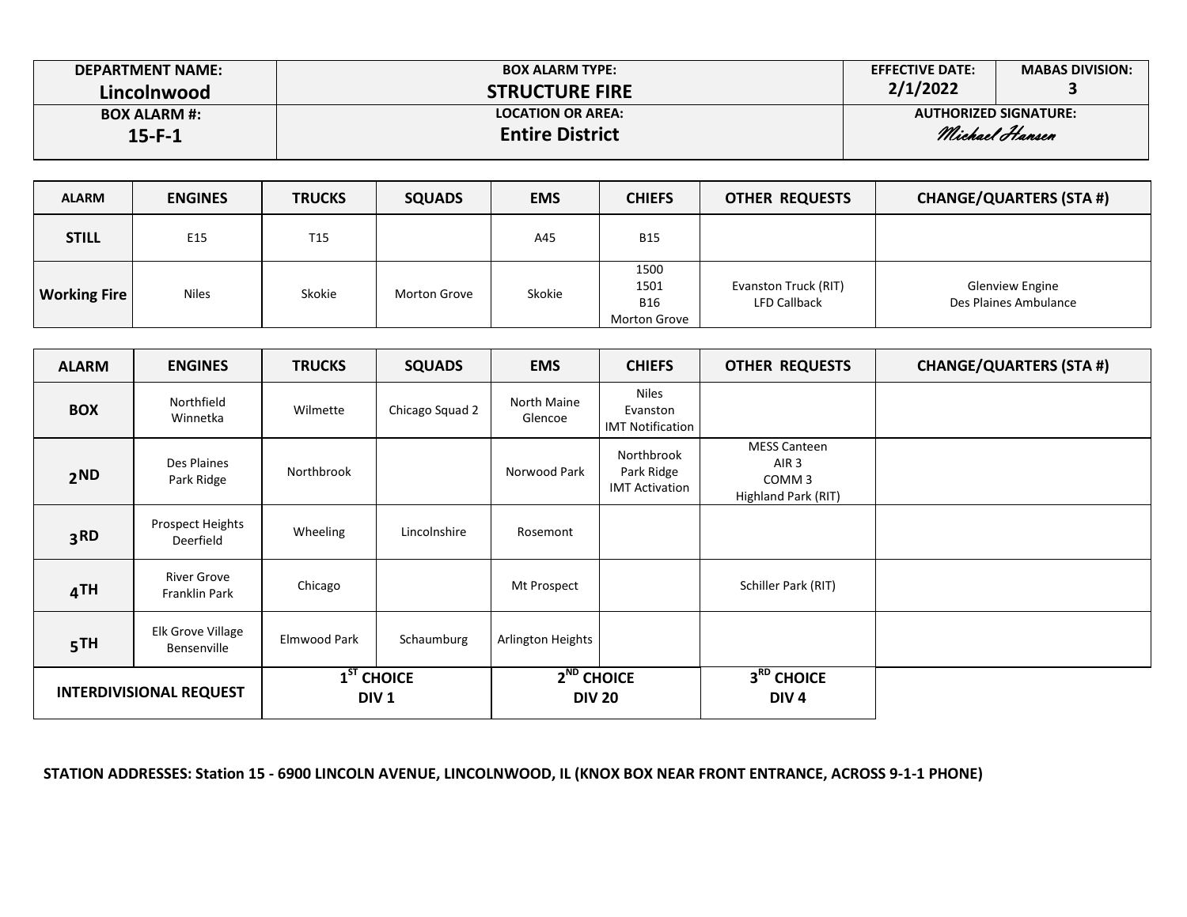| DEPARTMENT NAME: | BOX ALARM TYPE: | EFFECTIVE DATE: | MABAS DIVISION: |
|---|---|---|---|
| **Lincolnwood** | **STRUCTURE FIRE** | **2/1/2022** | **3** |
| **BOX ALARM #:** | **LOCATION OR AREA:** | **AUTHORIZED SIGNATURE:** | |
| **15-F-1** | **Entire District** | *Michael Hansen* | |

| ALARM | ENGINES | TRUCKS | SQUADS | EMS | CHIEFS | OTHER REQUESTS | CHANGE/QUARTERS (STA #) |
|---|---|---|---|---|---|---|---|
| **STILL** | E15 | T15 | | A45 | B15 | | |
| **Working Fire** | Niles | Skokie | Morton Grove | Skokie | 1500<br>1501<br>B16<br>Morton Grove | Evanston Truck (RIT)<br>LFD Callback | Glenview Engine<br>Des Plaines Ambulance |

| ALARM | ENGINES | TRUCKS | SQUADS | EMS | CHIEFS | OTHER REQUESTS | CHANGE/QUARTERS (STA #) |
|---|---|---|---|---|---|---|---|
| **BOX** | Northfield<br>Winnetka | Wilmette | Chicago Squad 2 | North Maine<br>Glencoe | Niles<br>Evanston<br>IMT Notification | | |
| **2ND** | Des Plaines<br>Park Ridge | Northbrook | | Norwood Park | Northbrook<br>Park Ridge<br>IMT Activation | MESS Canteen<br>AIR 3<br>COMM 3<br>Highland Park (RIT) | |
| **3RD** | Prospect Heights<br>Deerfield | Wheeling | Lincolnshire | Rosemont | | | |
| **4TH** | River Grove<br>Franklin Park | Chicago | | Mt Prospect | | Schiller Park (RIT) | |
| **5TH** | Elk Grove Village<br>Bensenville | Elmwood Park | Schaumburg | Arlington Heights | | | |
| **INTERDIVISIONAL REQUEST** | **1ST CHOICE DIV 1** | | **2ND CHOICE DIV 20** | | | **3RD CHOICE DIV 4** | |

**STATION ADDRESSES: Station 15 - 6900 LINCOLN AVENUE, LINCOLNWOOD, IL (KNOX BOX NEAR FRONT ENTRANCE, ACROSS 9-1-1 PHONE)**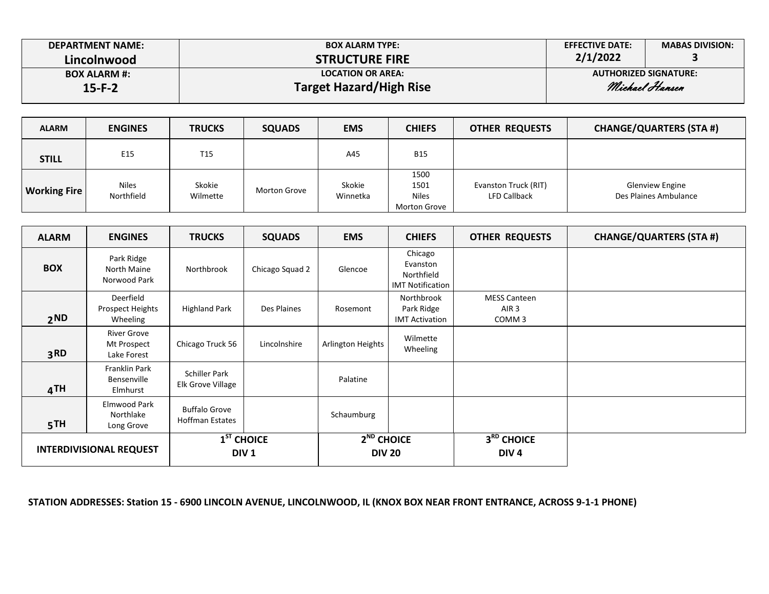| DEPARTMENT NAME: Lincolnwood | BOX ALARM TYPE: STRUCTURE FIRE | EFFECTIVE DATE: 2/1/2022 | MABAS DIVISION: 3 |
|---|---|---|---|
| **BOX ALARM #: 15-F-2** | **LOCATION OR AREA: Target Hazard/High Rise** | **AUTHORIZED SIGNATURE:** *Michael Hansen* | |

| ALARM | ENGINES | TRUCKS | SQUADS | EMS | CHIEFS | OTHER REQUESTS | CHANGE/QUARTERS (STA #) |
|---|---|---|---|---|---|---|---|
| **STILL** | E15 | T15 | | A45 | B15 | | |
| **Working Fire** | Niles<br>Northfield | Skokie<br>Wilmette | Morton Grove | Skokie<br>Winnetka | 1500<br>1501<br>Niles<br>Morton Grove | Evanston Truck (RIT)<br>LFD Callback | Glenview Engine<br>Des Plaines Ambulance |

| ALARM | ENGINES | TRUCKS | SQUADS | EMS | CHIEFS | OTHER REQUESTS | CHANGE/QUARTERS (STA #) |
|---|---|---|---|---|---|---|---|
| **BOX** | Park Ridge<br>North Maine<br>Norwood Park | Northbrook | Chicago Squad 2 | Glencoe | Chicago<br>Evanston<br>Northfield<br>IMT Notification | | |
| **2ND** | Deerfield<br>Prospect Heights<br>Wheeling | Highland Park | Des Plaines | Rosemont | Northbrook<br>Park Ridge<br>IMT Activation | MESS Canteen<br>AIR 3<br>COMM 3 | |
| **3RD** | River Grove<br>Mt Prospect<br>Lake Forest | Chicago Truck 56 | Lincolnshire | Arlington Heights | Wilmette<br>Wheeling | | |
| **4TH** | Franklin Park<br>Bensenville<br>Elmhurst | Schiller Park<br>Elk Grove Village | | Palatine | | | |
| **5TH** | Elmwood Park<br>Northlake<br>Long Grove | Buffalo Grove<br>Hoffman Estates | | Schaumburg | | | |
| **INTERDIVISIONAL REQUEST** | | **1ST CHOICE DIV 1** | | **2ND CHOICE DIV 20** | | **3RD CHOICE DIV 4** | |

**STATION ADDRESSES: Station 15 - 6900 LINCOLN AVENUE, LINCOLNWOOD, IL (KNOX BOX NEAR FRONT ENTRANCE, ACROSS 9-1-1 PHONE)**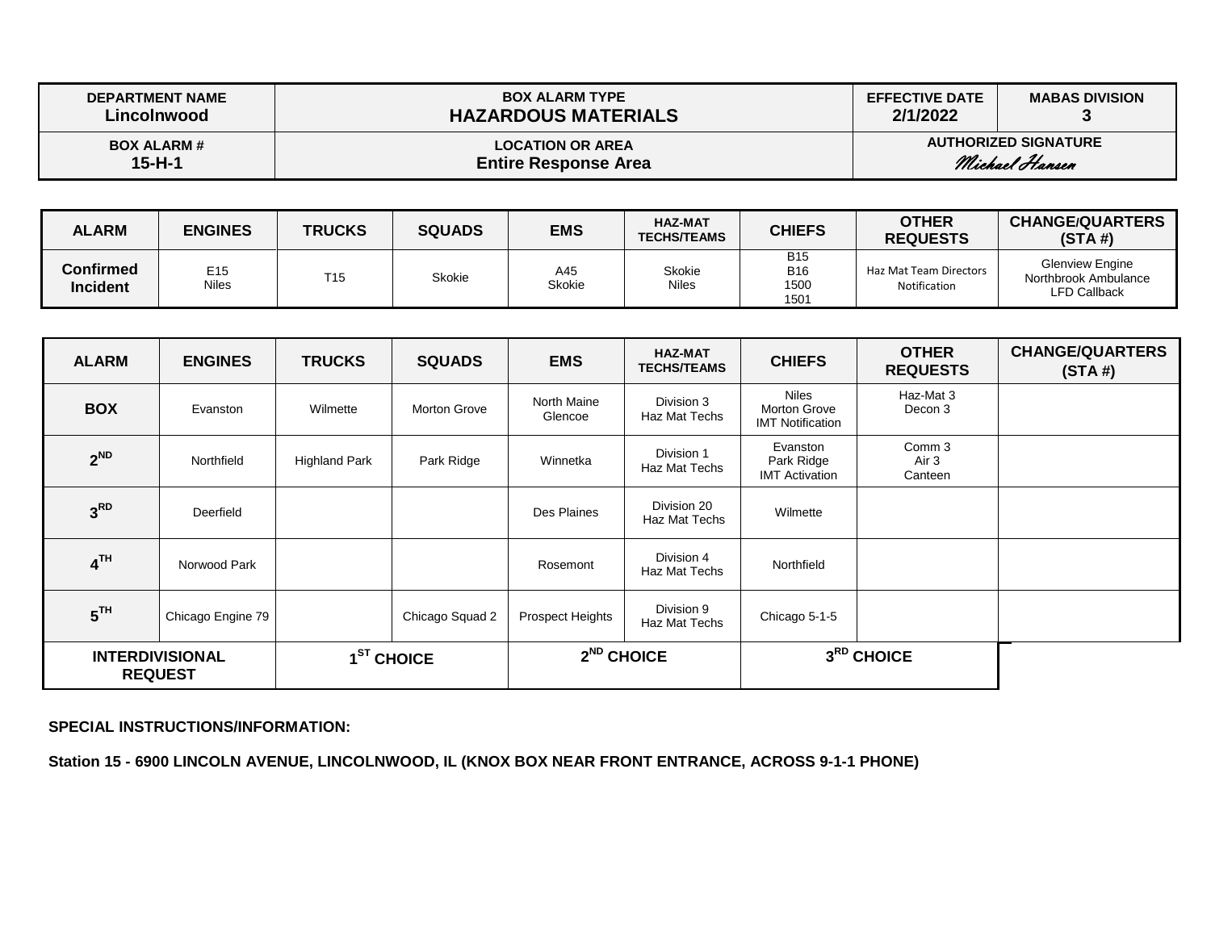| DEPARTMENT NAME | BOX ALARM TYPE | EFFECTIVE DATE | MABAS DIVISION |
|---|---|---|---|
| **Lincolnwood** | **HAZARDOUS MATERIALS** | **2/1/2022** | **3** |
| **BOX ALARM #** | **LOCATION OR AREA** | **AUTHORIZED SIGNATURE** | |
| **15-H-1** | **Entire Response Area** | *Michael Hansen* | |

| ALARM | ENGINES | TRUCKS | SQUADS | EMS | HAZ-MAT TECHS/TEAMS | CHIEFS | OTHER REQUESTS | CHANGE/QUARTERS (STA #) |
|---|---|---|---|---|---|---|---|---|
| **Confirmed Incident** | E15<br>Niles | T15 | Skokie | A45<br>Skokie | Skokie<br>Niles | B15<br>B16<br>1500<br>1501 | Haz Mat Team Directors Notification | Glenview Engine<br>Northbrook Ambulance<br>LFD Callback |

| ALARM | ENGINES | TRUCKS | SQUADS | EMS | HAZ-MAT TECHS/TEAMS | CHIEFS | OTHER REQUESTS | CHANGE/QUARTERS (STA #) |
|---|---|---|---|---|---|---|---|---|
| **BOX** | Evanston | Wilmette | Morton Grove | North Maine<br>Glencoe | Division 3<br>Haz Mat Techs | Niles<br>Morton Grove<br>IMT Notification | Haz-Mat 3<br>Decon 3 | |
| **2ND** | Northfield | Highland Park | Park Ridge | Winnetka | Division 1<br>Haz Mat Techs | Evanston<br>Park Ridge<br>IMT Activation | Comm 3<br>Air 3<br>Canteen | |
| **3RD** | Deerfield | | | Des Plaines | Division 20<br>Haz Mat Techs | Wilmette | | |
| **4TH** | Norwood Park | | | Rosemont | Division 4<br>Haz Mat Techs | Northfield | | |
| **5TH** | Chicago Engine 79 | | Chicago Squad 2 | Prospect Heights | Division 9<br>Haz Mat Techs | Chicago 5-1-5 | | |
| **INTERDIVISIONAL REQUEST** | | **1ST CHOICE** | | **2ND CHOICE** | | **3RD CHOICE** | | |

**SPECIAL INSTRUCTIONS/INFORMATION:**

**Station 15 - 6900 LINCOLN AVENUE, LINCOLNWOOD, IL (KNOX BOX NEAR FRONT ENTRANCE, ACROSS 9-1-1 PHONE)**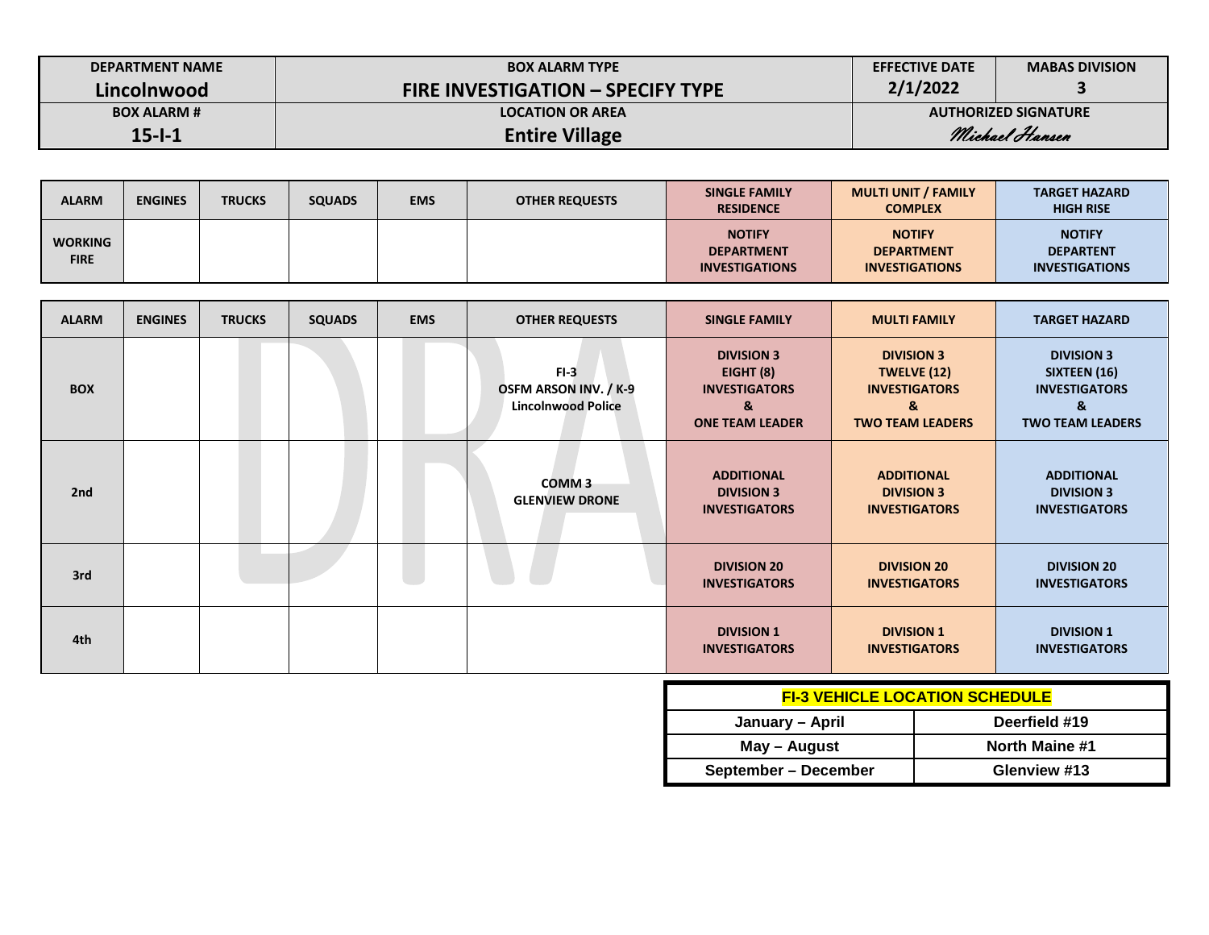| DEPARTMENT NAME | BOX ALARM TYPE | EFFECTIVE DATE | MABAS DIVISION |
|---|---|---|---|
| Lincolnwood | FIRE INVESTIGATION – SPECIFY TYPE | 2/1/2022 | 3 |
| BOX ALARM # | LOCATION OR AREA | AUTHORIZED SIGNATURE | |
| 15-I-1 | Entire Village | Michael Hansen | |

| ALARM | ENGINES | TRUCKS | SQUADS | EMS | OTHER REQUESTS | SINGLE FAMILY RESIDENCE | MULTI UNIT / FAMILY COMPLEX | TARGET HAZARD HIGH RISE |
|---|---|---|---|---|---|---|---|---|
| WORKING FIRE | | | | | | NOTIFY DEPARTMENT INVESTIGATIONS | NOTIFY DEPARTMENT INVESTIGATIONS | NOTIFY DEPARTENT INVESTIGATIONS |

| ALARM | ENGINES | TRUCKS | SQUADS | EMS | OTHER REQUESTS | SINGLE FAMILY | MULTI FAMILY | TARGET HAZARD |
|---|---|---|---|---|---|---|---|---|
| BOX | | | | | FI-3<br>OSFM ARSON INV. / K-9<br>Lincolnwood Police | DIVISION 3<br>EIGHT (8)<br>INVESTIGATORS<br>&<br>ONE TEAM LEADER | DIVISION 3<br>TWELVE (12)<br>INVESTIGATORS<br>&<br>TWO TEAM LEADERS | DIVISION 3<br>SIXTEEN (16)<br>INVESTIGATORS<br>&<br>TWO TEAM LEADERS |
| 2nd | | | | | COMM 3<br>GLENVIEW DRONE | ADDITIONAL DIVISION 3 INVESTIGATORS | ADDITIONAL DIVISION 3 INVESTIGATORS | ADDITIONAL DIVISION 3 INVESTIGATORS |
| 3rd | | | | | | DIVISION 20 INVESTIGATORS | DIVISION 20 INVESTIGATORS | DIVISION 20 INVESTIGATORS |
| 4th | | | | | | DIVISION 1 INVESTIGATORS | DIVISION 1 INVESTIGATORS | DIVISION 1 INVESTIGATORS |

| FI-3 VEHICLE LOCATION SCHEDULE | |
|---|---|
| January – April | Deerfield #19 |
| May – August | North Maine #1 |
| September – December | Glenview #13 |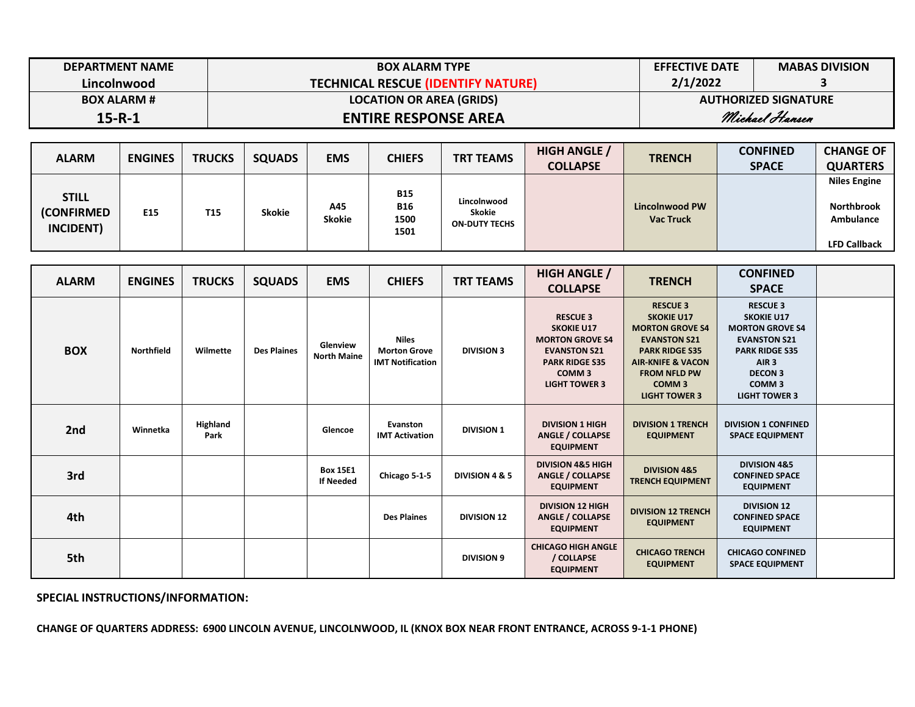| DEPARTMENT NAME | BOX ALARM TYPE | EFFECTIVE DATE | MABAS DIVISION |
|---|---|---|---|
| Lincolnwood | TECHNICAL RESCUE (IDENTIFY NATURE) | 2/1/2022 | 3 |
| BOX ALARM # | LOCATION OR AREA (GRIDS) | AUTHORIZED SIGNATURE | |
| 15-R-1 | ENTIRE RESPONSE AREA | Michael Hansen | |

| ALARM | ENGINES | TRUCKS | SQUADS | EMS | CHIEFS | TRT TEAMS | HIGH ANGLE / COLLAPSE | TRENCH | CONFINED SPACE | CHANGE OF QUARTERS |
|---|---|---|---|---|---|---|---|---|---|---|
| STILL (CONFIRMED INCIDENT) | E15 | T15 | Skokie | A45 Skokie | B15 B16 1500 1501 | Lincolnwood Skokie ON-DUTY TECHS | | Lincolnwood PW Vac Truck | | Niles Engine Northbrook Ambulance LFD Callback |

| ALARM | ENGINES | TRUCKS | SQUADS | EMS | CHIEFS | TRT TEAMS | HIGH ANGLE / COLLAPSE | TRENCH | CONFINED SPACE | |
|---|---|---|---|---|---|---|---|---|---|---|
| BOX | Northfield | Wilmette | Des Plaines | Glenview North Maine | Niles Morton Grove IMT Notification | DIVISION 3 | RESCUE 3 SKOKIE U17 MORTON GROVE S4 EVANSTON S21 PARK RIDGE S35 COMM 3 LIGHT TOWER 3 | RESCUE 3 SKOKIE U17 MORTON GROVE S4 EVANSTON S21 PARK RIDGE S35 AIR-KNIFE & VACON FROM NFLD PW COMM 3 LIGHT TOWER 3 | RESCUE 3 SKOKIE U17 MORTON GROVE S4 EVANSTON S21 PARK RIDGE S35 AIR 3 DECON 3 COMM 3 LIGHT TOWER 3 | |
| 2nd | Winnetka | Highland Park | | Glencoe | Evanston IMT Activation | DIVISION 1 | DIVISION 1 HIGH ANGLE / COLLAPSE EQUIPMENT | DIVISION 1 TRENCH EQUIPMENT | DIVISION 1 CONFINED SPACE EQUIPMENT | |
| 3rd | | | | Box 15E1 If Needed | Chicago 5-1-5 | DIVISION 4 & 5 | DIVISION 4&5 HIGH ANGLE / COLLAPSE EQUIPMENT | DIVISION 4&5 TRENCH EQUIPMENT | DIVISION 4&5 CONFINED SPACE EQUIPMENT | |
| 4th | | | | | Des Plaines | DIVISION 12 | DIVISION 12 HIGH ANGLE / COLLAPSE EQUIPMENT | DIVISION 12 TRENCH EQUIPMENT | DIVISION 12 CONFINED SPACE EQUIPMENT | |
| 5th | | | | | | DIVISION 9 | CHICAGO HIGH ANGLE / COLLAPSE EQUIPMENT | CHICAGO TRENCH EQUIPMENT | CHICAGO CONFINED SPACE EQUIPMENT | |

**SPECIAL INSTRUCTIONS/INFORMATION:**

**CHANGE OF QUARTERS ADDRESS: 6900 LINCOLN AVENUE, LINCOLNWOOD, IL (KNOX BOX NEAR FRONT ENTRANCE, ACROSS 9-1-1 PHONE)**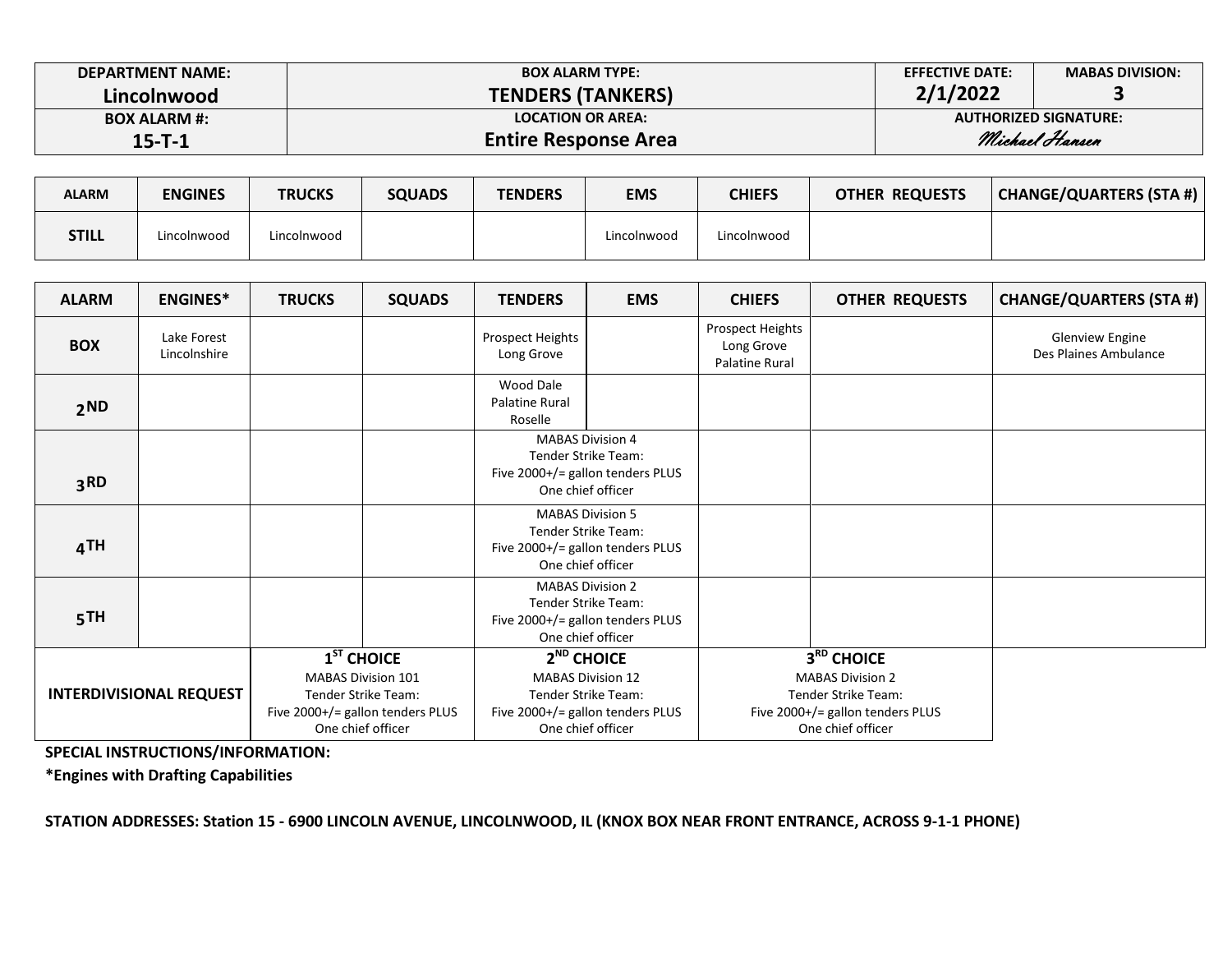| DEPARTMENT NAME: Lincolnwood | BOX ALARM TYPE: TENDERS (TANKERS) | EFFECTIVE DATE: 2/1/2022 | MABAS DIVISION: 3 |
|---|---|---|---|
| BOX ALARM #: 15-T-1 | LOCATION OR AREA: Entire Response Area | AUTHORIZED SIGNATURE: Michael Hansen | |

| ALARM | ENGINES | TRUCKS | SQUADS | TENDERS | EMS | CHIEFS | OTHER REQUESTS | CHANGE/QUARTERS (STA #) |
|---|---|---|---|---|---|---|---|---|
| STILL | Lincolnwood | Lincolnwood | | | Lincolnwood | Lincolnwood | | |

| ALARM | ENGINES* | TRUCKS | SQUADS | TENDERS | EMS | CHIEFS | OTHER REQUESTS | CHANGE/QUARTERS (STA #) |
|---|---|---|---|---|---|---|---|---|
| BOX | Lake Forest<br>Lincolnshire | | | Prospect Heights<br>Long Grove | | Prospect Heights<br>Long Grove<br>Palatine Rural | | Glenview Engine<br>Des Plaines Ambulance |
| 2ND | | | | Wood Dale<br>Palatine Rural<br>Roselle | | | | |
| 3RD | | | | MABAS Division 4<br>Tender Strike Team:<br>Five 2000+/= gallon tenders PLUS<br>One chief officer | | | | |
| 4TH | | | | MABAS Division 5<br>Tender Strike Team:<br>Five 2000+/= gallon tenders PLUS<br>One chief officer | | | | |
| 5TH | | | | MABAS Division 2<br>Tender Strike Team:<br>Five 2000+/= gallon tenders PLUS<br>One chief officer | | | | |
| INTERDIVISIONAL REQUEST | | 1ST CHOICE<br>MABAS Division 101<br>Tender Strike Team:<br>Five 2000+/= gallon tenders PLUS<br>One chief officer | | 2ND CHOICE<br>MABAS Division 12<br>Tender Strike Team:<br>Five 2000+/= gallon tenders PLUS<br>One chief officer | | 3RD CHOICE<br>MABAS Division 2<br>Tender Strike Team:<br>Five 2000+/= gallon tenders PLUS<br>One chief officer | | |

**SPECIAL INSTRUCTIONS/INFORMATION:**

***Engines with Drafting Capabilities**

**STATION ADDRESSES: Station 15 - 6900 LINCOLN AVENUE, LINCOLNWOOD, IL (KNOX BOX NEAR FRONT ENTRANCE, ACROSS 9-1-1 PHONE)**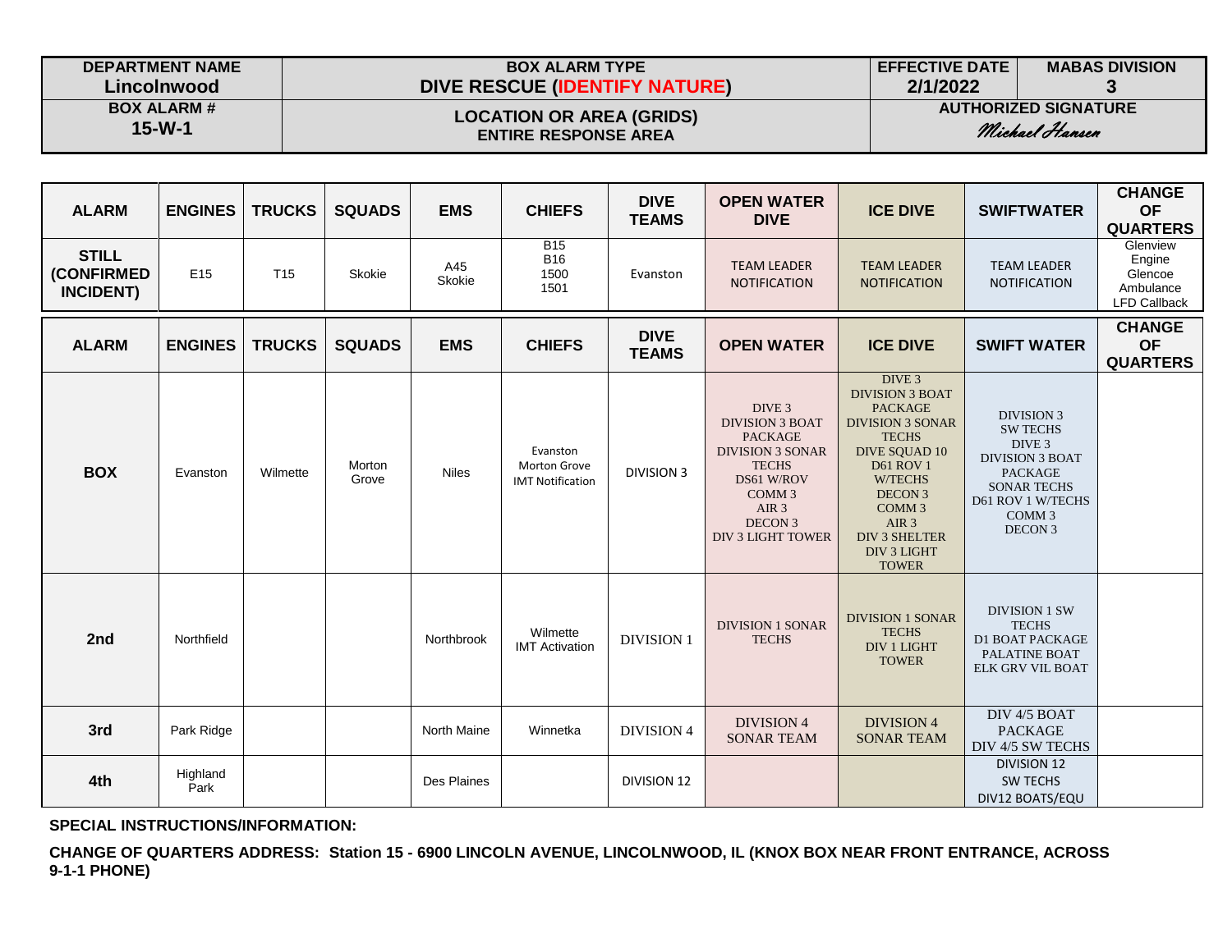| DEPARTMENT NAME | BOX ALARM TYPE | EFFECTIVE DATE | MABAS DIVISION |
|---|---|---|---|
| Lincolnwood | DIVE RESCUE (IDENTIFY NATURE) | 2/1/2022 | 3 |
| **BOX ALARM #** | **LOCATION OR AREA (GRIDS)** | **AUTHORIZED SIGNATURE** | |
| 15-W-1 | ENTIRE RESPONSE AREA | Michael Hansen | |

| ALARM | ENGINES | TRUCKS | SQUADS | EMS | CHIEFS | DIVE TEAMS | OPEN WATER DIVE | ICE DIVE | SWIFTWATER | CHANGE OF QUARTERS |
|---|---|---|---|---|---|---|---|---|---|---|
| STILL (CONFIRMED INCIDENT) | E15 | T15 | Skokie | A45 Skokie | B15 B16 1500 1501 | Evanston | TEAM LEADER NOTIFICATION | TEAM LEADER NOTIFICATION | TEAM LEADER NOTIFICATION | Glenview Engine Glencoe Ambulance LFD Callback |

| ALARM | ENGINES | TRUCKS | SQUADS | EMS | CHIEFS | DIVE TEAMS | OPEN WATER | ICE DIVE | SWIFT WATER | CHANGE OF QUARTERS |
|---|---|---|---|---|---|---|---|---|---|---|
| BOX | Evanston | Wilmette | Morton Grove | Niles | Evanston Morton Grove IMT Notification | DIVISION 3 | DIVE 3 DIVISION 3 BOAT PACKAGE DIVISION 3 SONAR TECHS DS61 W/ROV COMM 3 AIR 3 DECON 3 DIV 3 LIGHT TOWER | DIVE 3 DIVISION 3 BOAT PACKAGE DIVISION 3 SONAR TECHS DIVE SQUAD 10 D61 ROV 1 W/TECHS DECON 3 COMM 3 AIR 3 DIV 3 SHELTER DIV 3 LIGHT TOWER | DIVISION 3 SW TECHS DIVE 3 DIVISION 3 BOAT PACKAGE SONAR TECHS D61 ROV 1 W/TECHS COMM 3 DECON 3 | |
| 2nd | Northfield | | | Northbrook | Wilmette IMT Activation | DIVISION 1 | DIVISION 1 SONAR TECHS | DIVISION 1 SONAR TECHS DIV 1 LIGHT TOWER | DIVISION 1 SW TECHS D1 BOAT PACKAGE PALATINE BOAT ELK GRV VIL BOAT | |
| 3rd | Park Ridge | | | North Maine | Winnetka | DIVISION 4 | DIVISION 4 SONAR TEAM | DIVISION 4 SONAR TEAM | DIV 4/5 BOAT PACKAGE DIV 4/5 SW TECHS | |
| 4th | Highland Park | | | Des Plaines | | DIVISION 12 | | | DIVISION 12 SW TECHS DIV12 BOATS/EQU | |

**SPECIAL INSTRUCTIONS/INFORMATION:**

**CHANGE OF QUARTERS ADDRESS: Station 15 - 6900 LINCOLN AVENUE, LINCOLNWOOD, IL (KNOX BOX NEAR FRONT ENTRANCE, ACROSS 9-1-1 PHONE)**